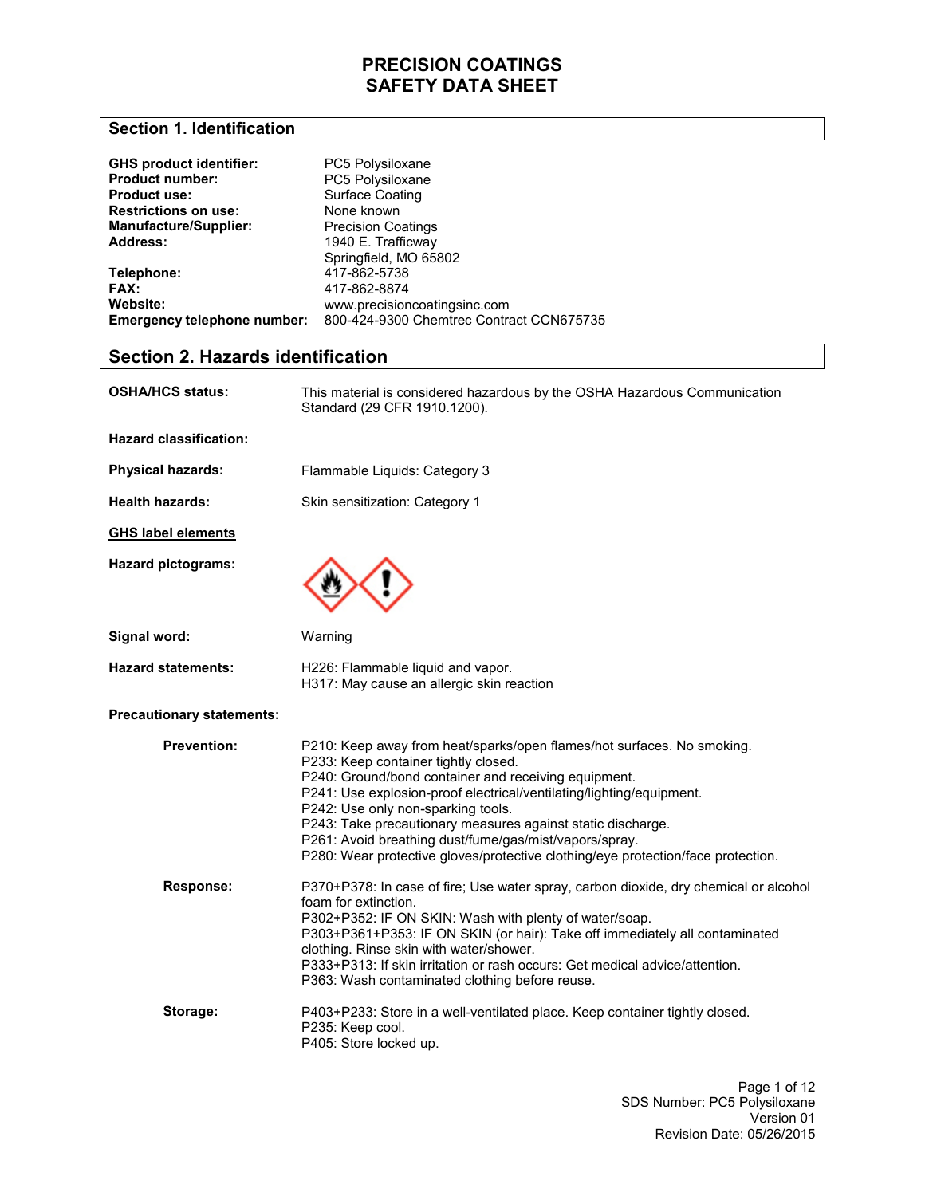# PRECISION COATINGS
# SAFETY DATA SHEET

## Section 1. Identification

| | |
|---|---|
| **GHS product identifier:** | PC5 Polysiloxane |
| **Product number:** | PC5 Polysiloxane |
| **Product use:** | Surface Coating |
| **Restrictions on use:** | None known |
| **Manufacture/Supplier:** | Precision Coatings |
| **Address:** | 1940 E. Trafficway<br>Springfield, MO 65802 |
| **Telephone:** | 417-862-5738 |
| **FAX:** | 417-862-8874 |
| **Website:** | www.precisioncoatingsinc.com |
| **Emergency telephone number:** | 800-424-9300 Chemtrec Contract CCN675735 |

## Section 2. Hazards identification

**OSHA/HCS status:** This material is considered hazardous by the OSHA Hazardous Communication Standard (29 CFR 1910.1200).

**Hazard classification:**

**Physical hazards:** Flammable Liquids: Category 3

**Health hazards:** Skin sensitization: Category 1

**GHS label elements**

**Hazard pictograms:**

**Signal word:** Warning

**Hazard statements:**
H226: Flammable liquid and vapor.
H317: May cause an allergic skin reaction

**Precautionary statements:**

**Prevention:**
P210: Keep away from heat/sparks/open flames/hot surfaces. No smoking.
P233: Keep container tightly closed.
P240: Ground/bond container and receiving equipment.
P241: Use explosion-proof electrical/ventilating/lighting/equipment.
P242: Use only non-sparking tools.
P243: Take precautionary measures against static discharge.
P261: Avoid breathing dust/fume/gas/mist/vapors/spray.
P280: Wear protective gloves/protective clothing/eye protection/face protection.

**Response:**
P370+P378: In case of fire; Use water spray, carbon dioxide, dry chemical or alcohol foam for extinction.
P302+P352: IF ON SKIN: Wash with plenty of water/soap.
P303+P361+P353: IF ON SKIN (or hair): Take off immediately all contaminated clothing. Rinse skin with water/shower.
P333+P313: If skin irritation or rash occurs: Get medical advice/attention.
P363: Wash contaminated clothing before reuse.

**Storage:**
P403+P233: Store in a well-ventilated place. Keep container tightly closed.
P235: Keep cool.
P405: Store locked up.

SDS Number: PC5 Polysiloxane
Version 01
Revision Date: 05/26/2015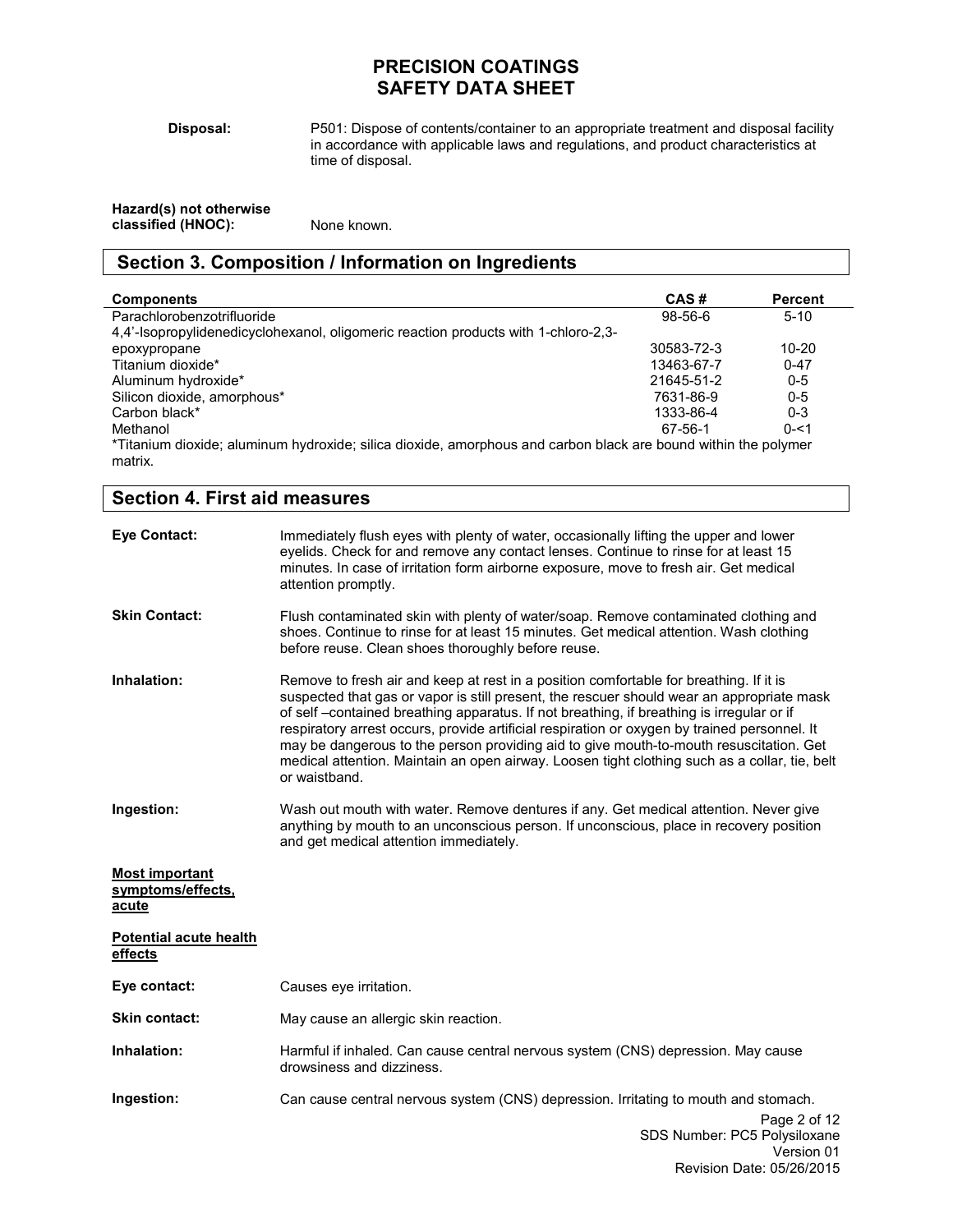**Disposal:** P501: Dispose of contents/container to an appropriate treatment and disposal facility in accordance with applicable laws and regulations, and product characteristics at time of disposal.

**Hazard(s) not otherwise classified (HNOC):** None known.

## Section 3. Composition / Information on Ingredients

| Components | CAS # | Percent |
|---|---|---|
| Parachlorobenzotrifluoride | 98-56-6 | 5-10 |
| 4,4'-Isopropylidenedicyclohexanol, oligomeric reaction products with 1-chloro-2,3-epoxypropane | 30583-72-3 | 10-20 |
| Titanium dioxide* | 13463-67-7 | 0-47 |
| Aluminum hydroxide* | 21645-51-2 | 0-5 |
| Silicon dioxide, amorphous* | 7631-86-9 | 0-5 |
| Carbon black* | 1333-86-4 | 0-3 |
| Methanol | 67-56-1 | 0-<1 |

*Titanium dioxide; aluminum hydroxide; silica dioxide, amorphous and carbon black are bound within the polymer matrix.

## Section 4. First aid measures

**Eye Contact:** Immediately flush eyes with plenty of water, occasionally lifting the upper and lower eyelids. Check for and remove any contact lenses. Continue to rinse for at least 15 minutes. In case of irritation form airborne exposure, move to fresh air. Get medical attention promptly.

**Skin Contact:** Flush contaminated skin with plenty of water/soap. Remove contaminated clothing and shoes. Continue to rinse for at least 15 minutes. Get medical attention. Wash clothing before reuse. Clean shoes thoroughly before reuse.

**Inhalation:** Remove to fresh air and keep at rest in a position comfortable for breathing. If it is suspected that gas or vapor is still present, the rescuer should wear an appropriate mask of self –contained breathing apparatus. If not breathing, if breathing is irregular or if respiratory arrest occurs, provide artificial respiration or oxygen by trained personnel. It may be dangerous to the person providing aid to give mouth-to-mouth resuscitation. Get medical attention. Maintain an open airway. Loosen tight clothing such as a collar, tie, belt or waistband.

**Ingestion:** Wash out mouth with water. Remove dentures if any. Get medical attention. Never give anything by mouth to an unconscious person. If unconscious, place in recovery position and get medical attention immediately.

**Most important symptoms/effects, acute**

**Potential acute health effects**

**Eye contact:** Causes eye irritation.

**Skin contact:** May cause an allergic skin reaction.

**Inhalation:** Harmful if inhaled. Can cause central nervous system (CNS) depression. May cause drowsiness and dizziness.

**Ingestion:** Can cause central nervous system (CNS) depression. Irritating to mouth and stomach.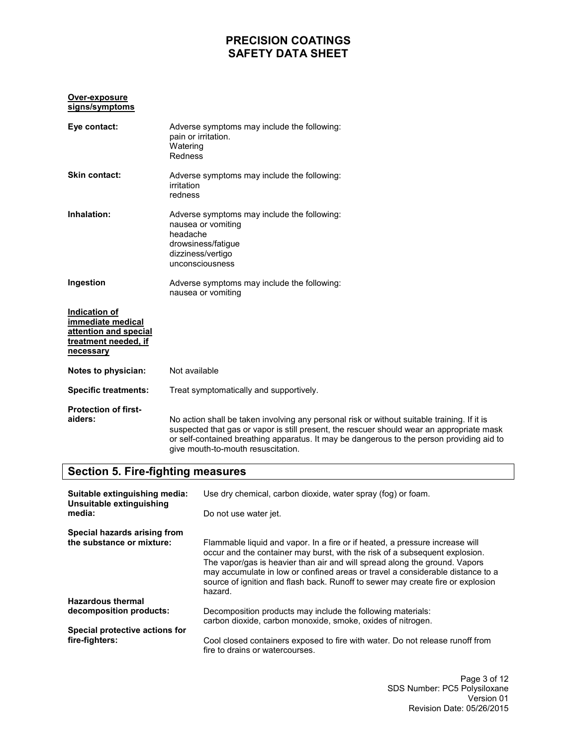**Over-exposure signs/symptoms**

**Eye contact:** Adverse symptoms may include the following:
pain or irritation.
Watering
Redness

**Skin contact:** Adverse symptoms may include the following:
irritation
redness

**Inhalation:** Adverse symptoms may include the following:
nausea or vomiting
headache
drowsiness/fatigue
dizziness/vertigo
unconsciousness

**Ingestion** Adverse symptoms may include the following:
nausea or vomiting

**Indication of immediate medical attention and special treatment needed, if necessary**

**Notes to physician:** Not available

**Specific treatments:** Treat symptomatically and supportively.

**Protection of first-aiders:** No action shall be taken involving any personal risk or without suitable training. If it is suspected that gas or vapor is still present, the rescuer should wear an appropriate mask or self-contained breathing apparatus. It may be dangerous to the person providing aid to give mouth-to-mouth resuscitation.

## Section 5. Fire-fighting measures

**Suitable extinguishing media:** Use dry chemical, carbon dioxide, water spray (fog) or foam.

**Unsuitable extinguishing media:** Do not use water jet.

**Special hazards arising from the substance or mixture:** Flammable liquid and vapor. In a fire or if heated, a pressure increase will occur and the container may burst, with the risk of a subsequent explosion. The vapor/gas is heavier than air and will spread along the ground. Vapors may accumulate in low or confined areas or travel a considerable distance to a source of ignition and flash back. Runoff to sewer may create fire or explosion hazard.

**Hazardous thermal decomposition products:** Decomposition products may include the following materials:
carbon dioxide, carbon monoxide, smoke, oxides of nitrogen.

**Special protective actions for fire-fighters:** Cool closed containers exposed to fire with water. Do not release runoff from fire to drains or watercourses.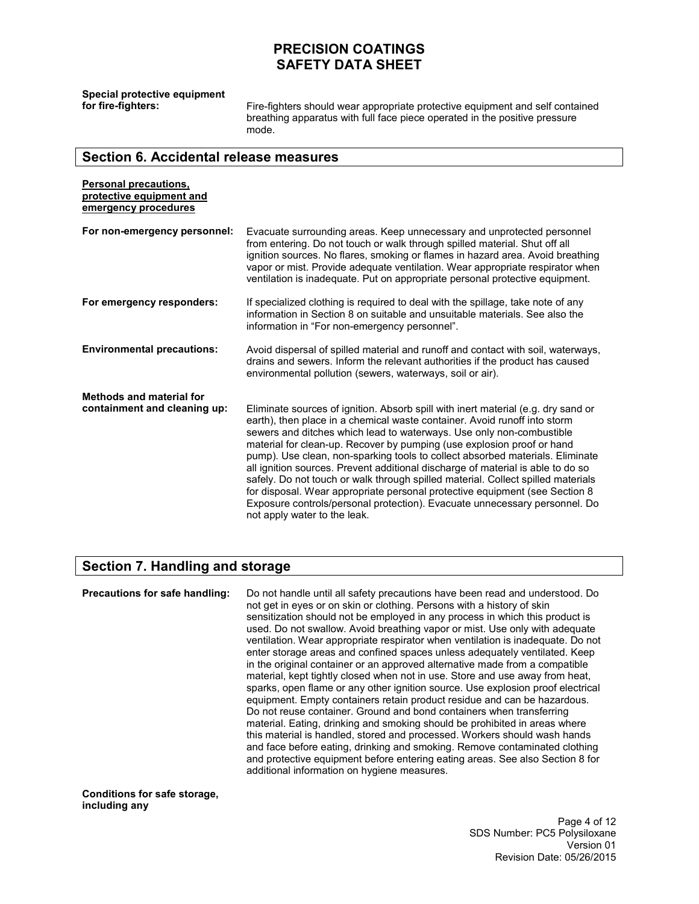**Special protective equipment for fire-fighters:** Fire-fighters should wear appropriate protective equipment and self contained breathing apparatus with full face piece operated in the positive pressure mode.

## Section 6. Accidental release measures

**Personal precautions, protective equipment and emergency procedures**

**For non-emergency personnel:** Evacuate surrounding areas. Keep unnecessary and unprotected personnel from entering. Do not touch or walk through spilled material. Shut off all ignition sources. No flares, smoking or flames in hazard area. Avoid breathing vapor or mist. Provide adequate ventilation. Wear appropriate respirator when ventilation is inadequate. Put on appropriate personal protective equipment.

**For emergency responders:** If specialized clothing is required to deal with the spillage, take note of any information in Section 8 on suitable and unsuitable materials. See also the information in "For non-emergency personnel".

**Environmental precautions:** Avoid dispersal of spilled material and runoff and contact with soil, waterways, drains and sewers. Inform the relevant authorities if the product has caused environmental pollution (sewers, waterways, soil or air).

**Methods and material for containment and cleaning up:** Eliminate sources of ignition. Absorb spill with inert material (e.g. dry sand or earth), then place in a chemical waste container. Avoid runoff into storm sewers and ditches which lead to waterways. Use only non-combustible material for clean-up. Recover by pumping (use explosion proof or hand pump). Use clean, non-sparking tools to collect absorbed materials. Eliminate all ignition sources. Prevent additional discharge of material is able to do so safely. Do not touch or walk through spilled material. Collect spilled materials for disposal. Wear appropriate personal protective equipment (see Section 8 Exposure controls/personal protection). Evacuate unnecessary personnel. Do not apply water to the leak.

## Section 7. Handling and storage

**Precautions for safe handling:** Do not handle until all safety precautions have been read and understood. Do not get in eyes or on skin or clothing. Persons with a history of skin sensitization should not be employed in any process in which this product is used. Do not swallow. Avoid breathing vapor or mist. Use only with adequate ventilation. Wear appropriate respirator when ventilation is inadequate. Do not enter storage areas and confined spaces unless adequately ventilated. Keep in the original container or an approved alternative made from a compatible material, kept tightly closed when not in use. Store and use away from heat, sparks, open flame or any other ignition source. Use explosion proof electrical equipment. Empty containers retain product residue and can be hazardous. Do not reuse container. Ground and bond containers when transferring material. Eating, drinking and smoking should be prohibited in areas where this material is handled, stored and processed. Workers should wash hands and face before eating, drinking and smoking. Remove contaminated clothing and protective equipment before entering eating areas. See also Section 8 for additional information on hygiene measures.

**Conditions for safe storage, including any**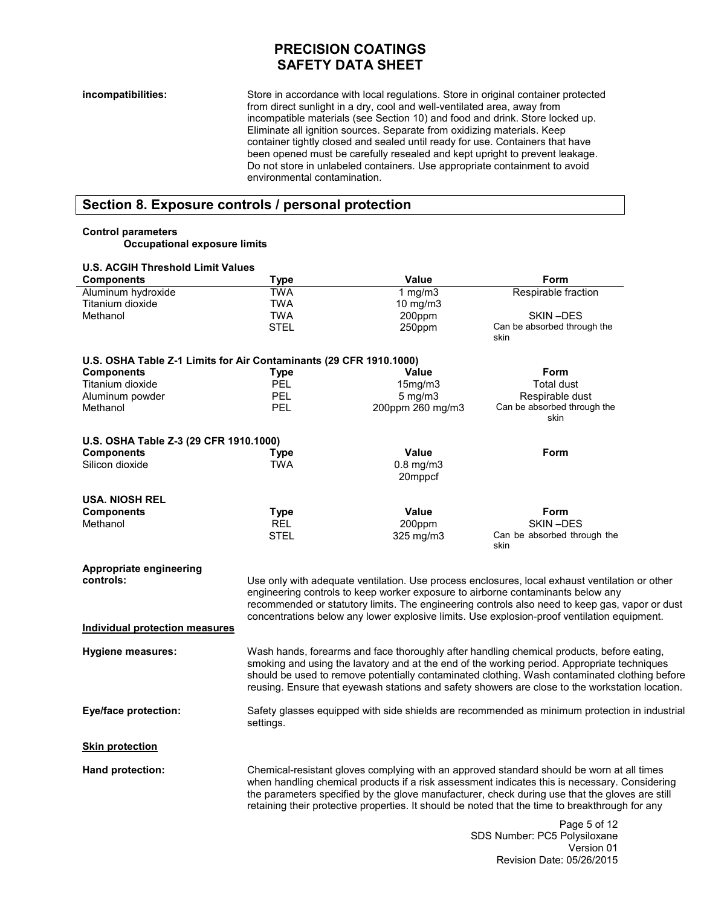**incompatibilities:** Store in accordance with local regulations. Store in original container protected from direct sunlight in a dry, cool and well-ventilated area, away from incompatible materials (see Section 10) and food and drink. Store locked up. Eliminate all ignition sources. Separate from oxidizing materials. Keep container tightly closed and sealed until ready for use. Containers that have been opened must be carefully resealed and kept upright to prevent leakage. Do not store in unlabeled containers. Use appropriate containment to avoid environmental contamination.

## Section 8. Exposure controls / personal protection

**Control parameters**

**Occupational exposure limits**

**U.S. ACGIH Threshold Limit Values**

| Components | Type | Value | Form |
|---|---|---|---|
| Aluminum hydroxide | TWA | 1 mg/m3 | Respirable fraction |
| Titanium dioxide | TWA | 10 mg/m3 | |
| Methanol | TWA | 200ppm | SKIN –DES |
| | STEL | 250ppm | Can be absorbed through the skin |

**U.S. OSHA Table Z-1 Limits for Air Contaminants (29 CFR 1910.1000)**

| Components | Type | Value | Form |
|---|---|---|---|
| Titanium dioxide | PEL | 15mg/m3 | Total dust |
| Aluminum powder | PEL | 5 mg/m3 | Respirable dust |
| Methanol | PEL | 200ppm 260 mg/m3 | Can be absorbed through the skin |

**U.S. OSHA Table Z-3 (29 CFR 1910.1000)**

| Components | Type | Value | Form |
|---|---|---|---|
| Silicon dioxide | TWA | 0.8 mg/m3<br>20mppcf | |

**USA. NIOSH REL**

| Components | Type | Value | Form |
|---|---|---|---|
| Methanol | REL | 200ppm | SKIN –DES |
| | STEL | 325 mg/m3 | Can be absorbed through the skin |

**Appropriate engineering controls:** Use only with adequate ventilation. Use process enclosures, local exhaust ventilation or other engineering controls to keep worker exposure to airborne contaminants below any recommended or statutory limits. The engineering controls also need to keep gas, vapor or dust concentrations below any lower explosive limits. Use explosion-proof ventilation equipment.

**Individual protection measures**

**Hygiene measures:** Wash hands, forearms and face thoroughly after handling chemical products, before eating, smoking and using the lavatory and at the end of the working period. Appropriate techniques should be used to remove potentially contaminated clothing. Wash contaminated clothing before reusing. Ensure that eyewash stations and safety showers are close to the workstation location.

**Eye/face protection:** Safety glasses equipped with side shields are recommended as minimum protection in industrial settings.

**Skin protection**

**Hand protection:** Chemical-resistant gloves complying with an approved standard should be worn at all times when handling chemical products if a risk assessment indicates this is necessary. Considering the parameters specified by the glove manufacturer, check during use that the gloves are still retaining their protective properties. It should be noted that the time to breakthrough for any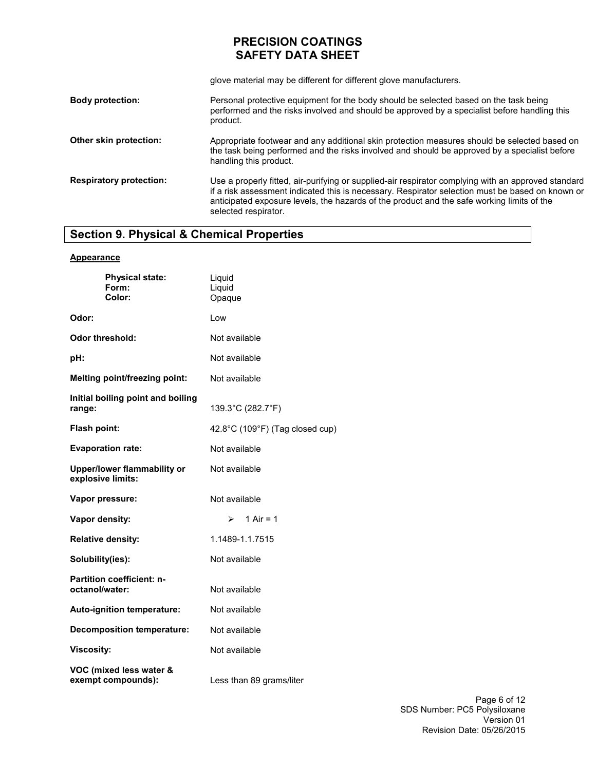glove material may be different for different glove manufacturers.

**Body protection:** Personal protective equipment for the body should be selected based on the task being performed and the risks involved and should be approved by a specialist before handling this product.

**Other skin protection:** Appropriate footwear and any additional skin protection measures should be selected based on the task being performed and the risks involved and should be approved by a specialist before handling this product.

**Respiratory protection:** Use a properly fitted, air-purifying or supplied-air respirator complying with an approved standard if a risk assessment indicated this is necessary. Respirator selection must be based on known or anticipated exposure levels, the hazards of the product and the safe working limits of the selected respirator.

## Section 9. Physical & Chemical Properties

**Appearance**

| | |
|---|---|
| **Physical state:** | Liquid |
| **Form:** | Liquid |
| **Color:** | Opaque |
| **Odor:** | Low |
| **Odor threshold:** | Not available |
| **pH:** | Not available |
| **Melting point/freezing point:** | Not available |
| **Initial boiling point and boiling range:** | 139.3°C (282.7°F) |
| **Flash point:** | 42.8°C (109°F) (Tag closed cup) |
| **Evaporation rate:** | Not available |
| **Upper/lower flammability or explosive limits:** | Not available |
| **Vapor pressure:** | Not available |
| **Vapor density:** | ➢ 1 Air = 1 |
| **Relative density:** | 1.1489-1.1.7515 |
| **Solubility(ies):** | Not available |
| **Partition coefficient: n-octanol/water:** | Not available |
| **Auto-ignition temperature:** | Not available |
| **Decomposition temperature:** | Not available |
| **Viscosity:** | Not available |
| **VOC (mixed less water & exempt compounds):** | Less than 89 grams/liter |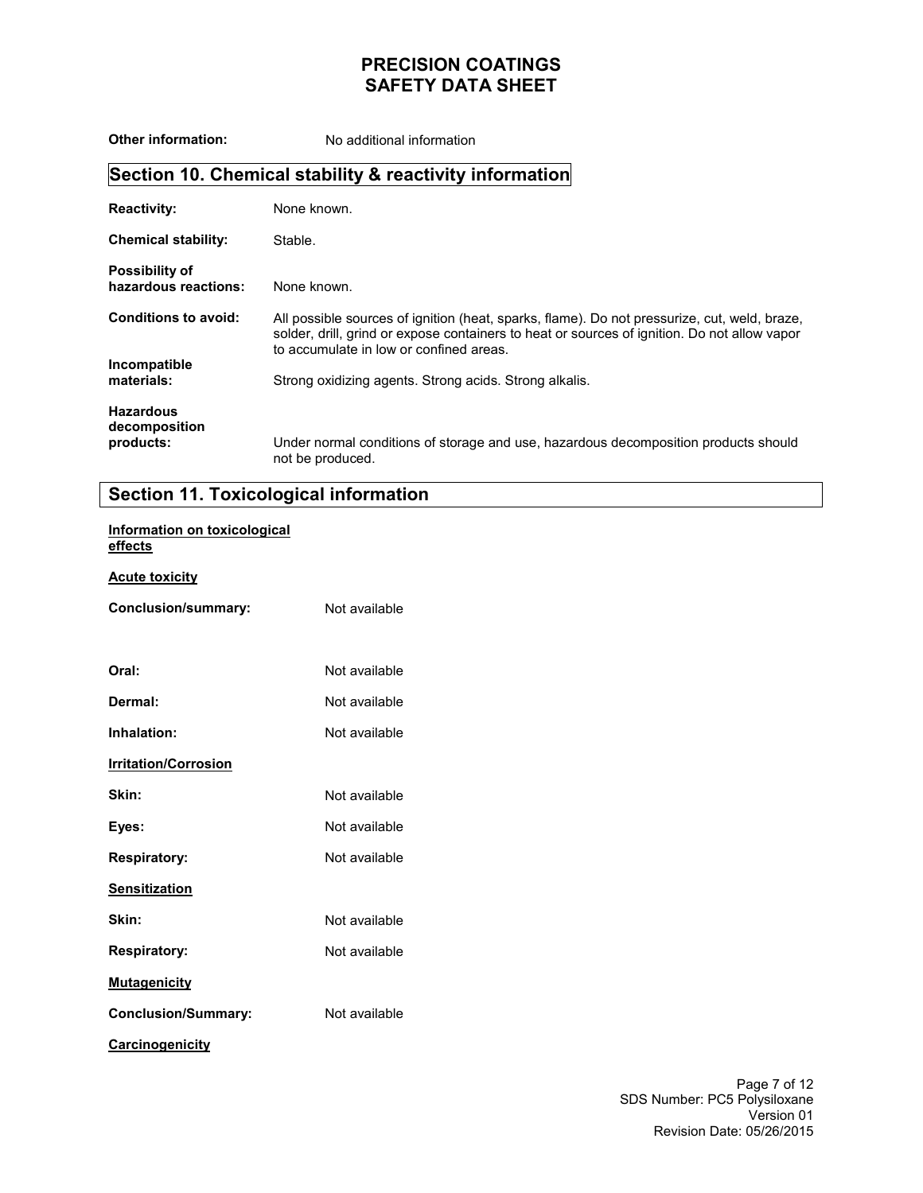**Other information:** No additional information

## Section 10. Chemical stability & reactivity information

**Reactivity:** None known.

**Chemical stability:** Stable.

**Possibility of hazardous reactions:** None known.

**Conditions to avoid:** All possible sources of ignition (heat, sparks, flame). Do not pressurize, cut, weld, braze, solder, drill, grind or expose containers to heat or sources of ignition. Do not allow vapor to accumulate in low or confined areas.

**Incompatible materials:** Strong oxidizing agents. Strong acids. Strong alkalis.

**Hazardous decomposition products:** Under normal conditions of storage and use, hazardous decomposition products should not be produced.

## Section 11. Toxicological information

**Information on toxicological effects**

**Acute toxicity**

**Conclusion/summary:** Not available

**Oral:** Not available

**Dermal:** Not available

**Inhalation:** Not available

**Irritation/Corrosion**

**Skin:** Not available

**Eyes:** Not available

**Respiratory:** Not available

**Sensitization**

**Skin:** Not available

**Respiratory:** Not available

**Mutagenicity**

**Conclusion/Summary:** Not available

**Carcinogenicity**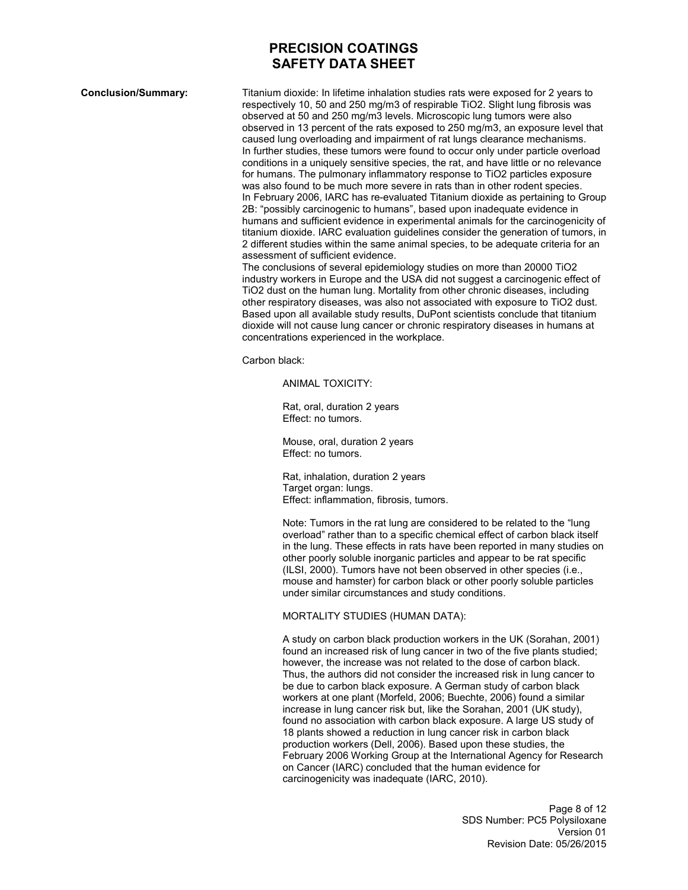**Conclusion/Summary:**

Titanium dioxide: In lifetime inhalation studies rats were exposed for 2 years to respectively 10, 50 and 250 mg/m3 of respirable $TiO_2$. Slight lung fibrosis was observed at 50 and 250 mg/m3 levels. Microscopic lung tumors were also observed in 13 percent of the rats exposed to 250 mg/m3, an exposure level that caused lung overloading and impairment of rat lungs clearance mechanisms. In further studies, these tumors were found to occur only under particle overload conditions in a uniquely sensitive species, the rat, and have little or no relevance for humans. The pulmonary inflammatory response to $TiO_2$ particles exposure was also found to be much more severe in rats than in other rodent species. In February 2006, IARC has re-evaluated Titanium dioxide as pertaining to Group 2B: "possibly carcinogenic to humans", based upon inadequate evidence in humans and sufficient evidence in experimental animals for the carcinogenicity of titanium dioxide. IARC evaluation guidelines consider the generation of tumors, in 2 different studies within the same animal species, to be adequate criteria for an assessment of sufficient evidence.

The conclusions of several epidemiology studies on more than 20000 $TiO_2$ industry workers in Europe and the USA did not suggest a carcinogenic effect of $TiO_2$ dust on the human lung. Mortality from other chronic diseases, including other respiratory diseases, was also not associated with exposure to $TiO_2$ dust. Based upon all available study results, DuPont scientists conclude that titanium dioxide will not cause lung cancer or chronic respiratory diseases in humans at concentrations experienced in the workplace.

Carbon black:

ANIMAL TOXICITY:

Rat, oral, duration 2 years
Effect: no tumors.

Mouse, oral, duration 2 years
Effect: no tumors.

Rat, inhalation, duration 2 years
Target organ: lungs.
Effect: inflammation, fibrosis, tumors.

Note: Tumors in the rat lung are considered to be related to the "lung overload" rather than to a specific chemical effect of carbon black itself in the lung. These effects in rats have been reported in many studies on other poorly soluble inorganic particles and appear to be rat specific (ILSI, 2000). Tumors have not been observed in other species (i.e., mouse and hamster) for carbon black or other poorly soluble particles under similar circumstances and study conditions.

MORTALITY STUDIES (HUMAN DATA):

A study on carbon black production workers in the UK (Sorahan, 2001) found an increased risk of lung cancer in two of the five plants studied; however, the increase was not related to the dose of carbon black. Thus, the authors did not consider the increased risk in lung cancer to be due to carbon black exposure. A German study of carbon black workers at one plant (Morfeld, 2006; Buechte, 2006) found a similar increase in lung cancer risk but, like the Sorahan, 2001 (UK study), found no association with carbon black exposure. A large US study of 18 plants showed a reduction in lung cancer risk in carbon black production workers (Dell, 2006). Based upon these studies, the February 2006 Working Group at the International Agency for Research on Cancer (IARC) concluded that the human evidence for carcinogenicity was inadequate (IARC, 2010).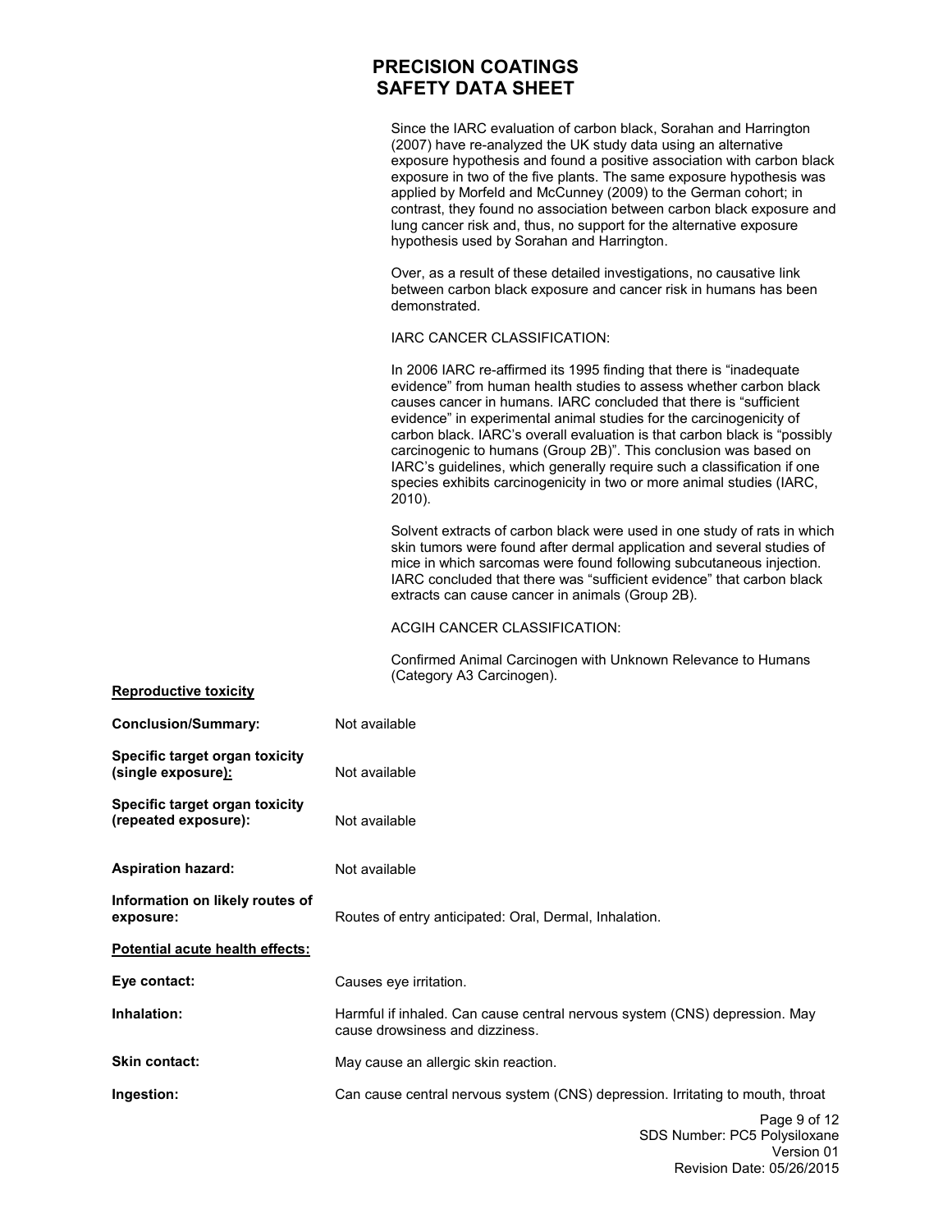Since the IARC evaluation of carbon black, Sorahan and Harrington (2007) have re-analyzed the UK study data using an alternative exposure hypothesis and found a positive association with carbon black exposure in two of the five plants. The same exposure hypothesis was applied by Morfeld and McCunney (2009) to the German cohort; in contrast, they found no association between carbon black exposure and lung cancer risk and, thus, no support for the alternative exposure hypothesis used by Sorahan and Harrington.

Over, as a result of these detailed investigations, no causative link between carbon black exposure and cancer risk in humans has been demonstrated.

IARC CANCER CLASSIFICATION:

In 2006 IARC re-affirmed its 1995 finding that there is "inadequate evidence" from human health studies to assess whether carbon black causes cancer in humans. IARC concluded that there is "sufficient evidence" in experimental animal studies for the carcinogenicity of carbon black. IARC's overall evaluation is that carbon black is "possibly carcinogenic to humans (Group 2B)". This conclusion was based on IARC's guidelines, which generally require such a classification if one species exhibits carcinogenicity in two or more animal studies (IARC, 2010).

Solvent extracts of carbon black were used in one study of rats in which skin tumors were found after dermal application and several studies of mice in which sarcomas were found following subcutaneous injection. IARC concluded that there was "sufficient evidence" that carbon black extracts can cause cancer in animals (Group 2B).

ACGIH CANCER CLASSIFICATION:

Confirmed Animal Carcinogen with Unknown Relevance to Humans (Category A3 Carcinogen).

**Reproductive toxicity**

**Conclusion/Summary:** Not available

**Specific target organ toxicity (single exposure):** Not available

**Specific target organ toxicity (repeated exposure):** Not available

**Aspiration hazard:** Not available

**Information on likely routes of exposure:** Routes of entry anticipated: Oral, Dermal, Inhalation.

**Potential acute health effects:**

**Eye contact:** Causes eye irritation.

**Inhalation:** Harmful if inhaled. Can cause central nervous system (CNS) depression. May cause drowsiness and dizziness.

**Skin contact:** May cause an allergic skin reaction.

**Ingestion:** Can cause central nervous system (CNS) depression. Irritating to mouth, throat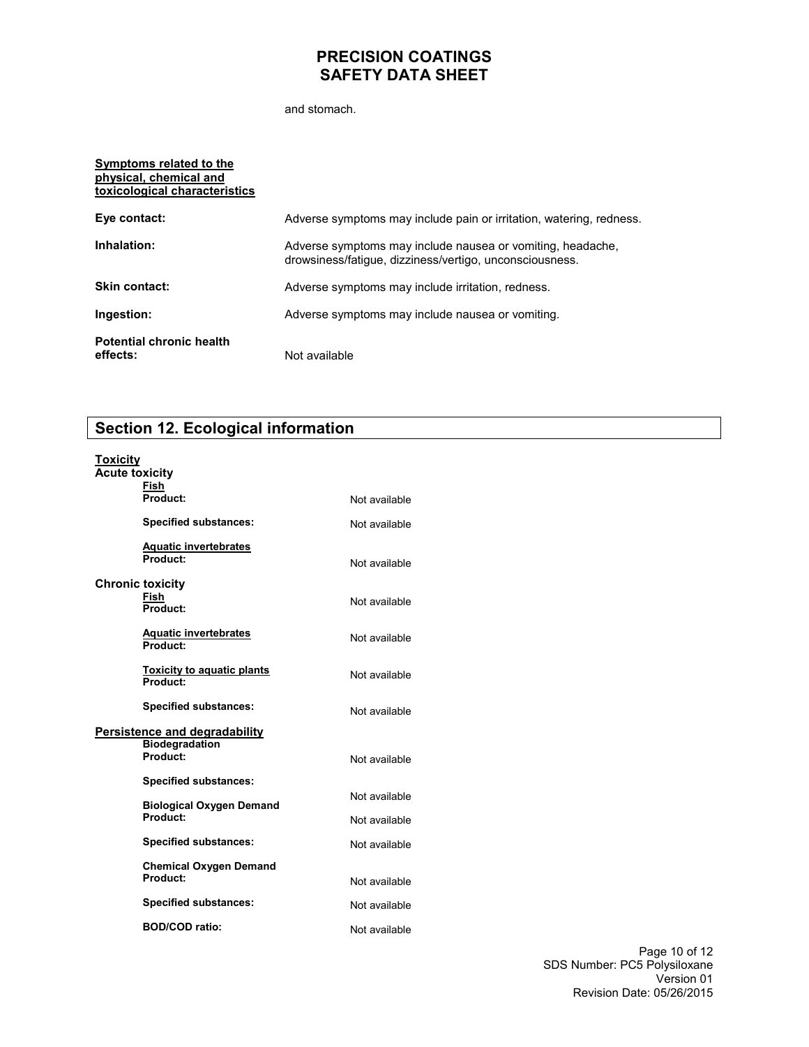and stomach.

**Symptoms related to the physical, chemical and toxicological characteristics**

**Eye contact:** Adverse symptoms may include pain or irritation, watering, redness.

**Inhalation:** Adverse symptoms may include nausea or vomiting, headache, drowsiness/fatigue, dizziness/vertigo, unconsciousness.

**Skin contact:** Adverse symptoms may include irritation, redness.

**Ingestion:** Adverse symptoms may include nausea or vomiting.

**Potential chronic health effects:** Not available

## Section 12. Ecological information

**Toxicity**

**Acute toxicity**

**Fish**

**Product:** Not available

**Specified substances:** Not available

**Aquatic invertebrates**

**Product:** Not available

**Chronic toxicity**

**Fish**

**Product:** Not available

**Aquatic invertebrates**

**Product:** Not available

**Toxicity to aquatic plants**

**Product:** Not available

**Specified substances:** Not available

**Persistence and degradability**

**Biodegradation**

**Product:** Not available

**Specified substances:** Not available

**Biological Oxygen Demand**

**Product:** Not available

**Specified substances:** Not available

**Chemical Oxygen Demand**

**Product:** Not available

**Specified substances:** Not available

**BOD/COD ratio:** Not available

SDS Number: PC5 Polysiloxane
Version 01
Revision Date: 05/26/2015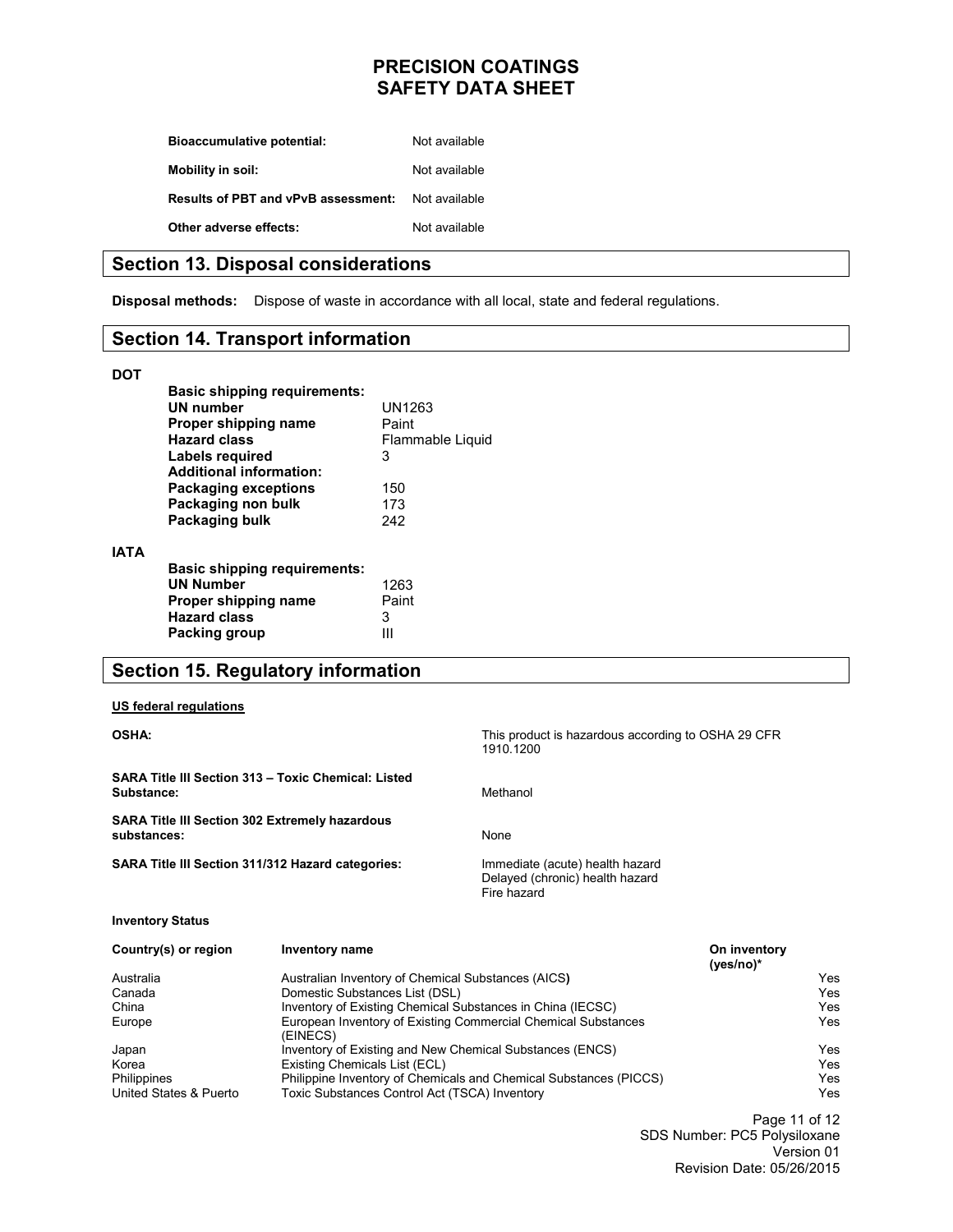| | |
|---|---|
| **Bioaccumulative potential:** | Not available |
| **Mobility in soil:** | Not available |
| **Results of PBT and vPvB assessment:** | Not available |
| **Other adverse effects:** | Not available |

## Section 13. Disposal considerations

**Disposal methods:** Dispose of waste in accordance with all local, state and federal regulations.

## Section 14. Transport information

**DOT**

**Basic shipping requirements:**

| | |
|---|---|
| **UN number** | UN1263 |
| **Proper shipping name** | Paint |
| **Hazard class** | Flammable Liquid |
| **Labels required** | 3 |

**Additional information:**

| | |
|---|---|
| **Packaging exceptions** | 150 |
| **Packaging non bulk** | 173 |
| **Packaging bulk** | 242 |

**IATA**

**Basic shipping requirements:**

| | |
|---|---|
| **UN Number** | 1263 |
| **Proper shipping name** | Paint |
| **Hazard class** | 3 |
| **Packing group** | III |

## Section 15. Regulatory information

**US federal regulations**

| | |
|---|---|
| **OSHA:** | This product is hazardous according to OSHA 29 CFR 1910.1200 |
| **SARA Title III Section 313 – Toxic Chemical: Listed Substance:** | Methanol |
| **SARA Title III Section 302 Extremely hazardous substances:** | None |
| **SARA Title III Section 311/312 Hazard categories:** | Immediate (acute) health hazard<br>Delayed (chronic) health hazard<br>Fire hazard |

**Inventory Status**

| Country(s) or region | Inventory name | On inventory (yes/no)* |
|---|---|---|
| Australia | Australian Inventory of Chemical Substances (AICS) | Yes |
| Canada | Domestic Substances List (DSL) | Yes |
| China | Inventory of Existing Chemical Substances in China (IECSC) | Yes |
| Europe | European Inventory of Existing Commercial Chemical Substances (EINECS) | Yes |
| Japan | Inventory of Existing and New Chemical Substances (ENCS) | Yes |
| Korea | Existing Chemicals List (ECL) | Yes |
| Philippines | Philippine Inventory of Chemicals and Chemical Substances (PICCS) | Yes |
| United States & Puerto | Toxic Substances Control Act (TSCA) Inventory | Yes |

SDS Number: PC5 Polysiloxane
Version 01
Revision Date: 05/26/2015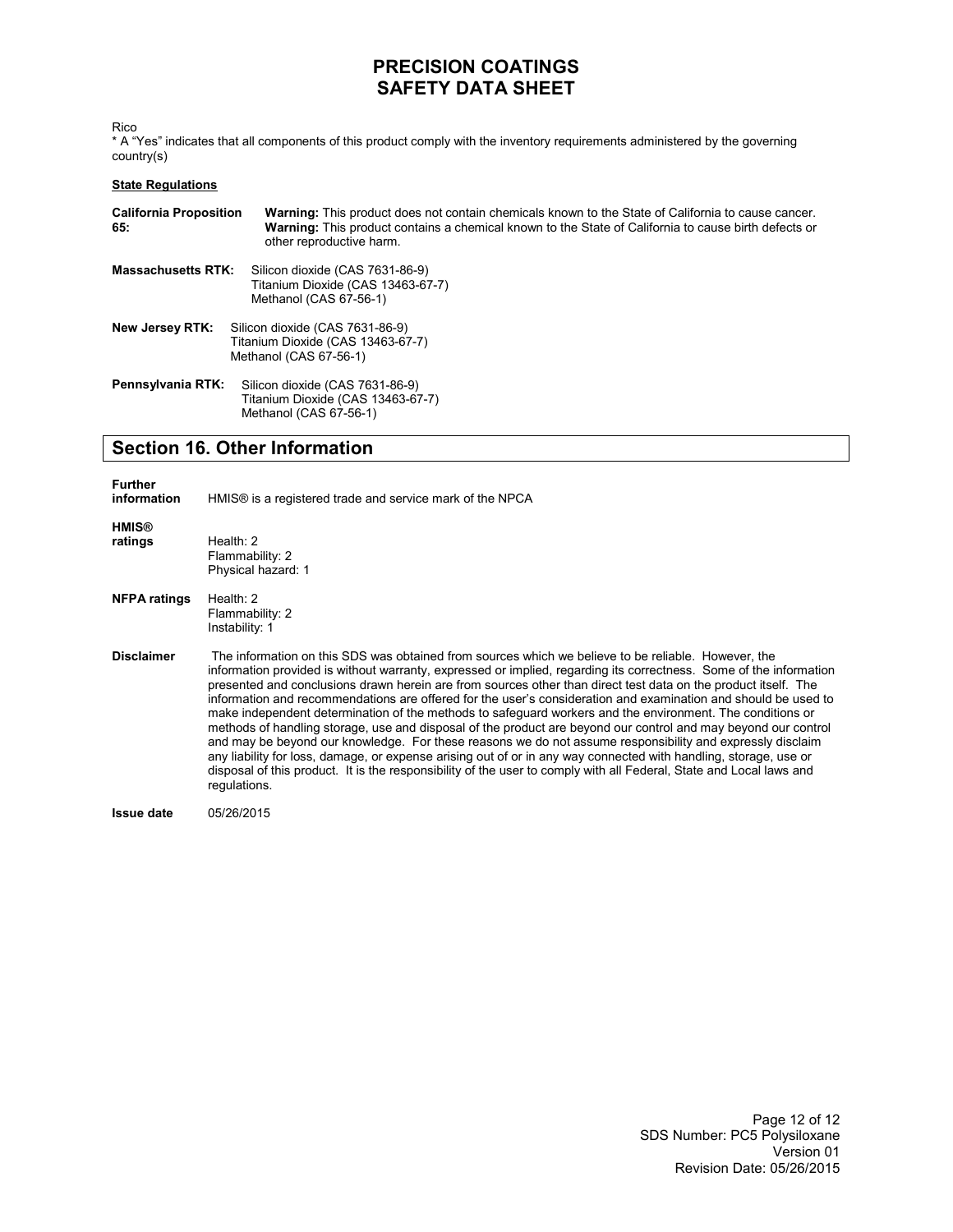Rico

* A “Yes” indicates that all components of this product comply with the inventory requirements administered by the governing country(s)

**State Regulations**

**California Proposition 65:** **Warning:** This product does not contain chemicals known to the State of California to cause cancer. **Warning:** This product contains a chemical known to the State of California to cause birth defects or other reproductive harm.

**Massachusetts RTK:** Silicon dioxide (CAS 7631-86-9)
Titanium Dioxide (CAS 13463-67-7)
Methanol (CAS 67-56-1)

**New Jersey RTK:** Silicon dioxide (CAS 7631-86-9)
Titanium Dioxide (CAS 13463-67-7)
Methanol (CAS 67-56-1)

**Pennsylvania RTK:** Silicon dioxide (CAS 7631-86-9)
Titanium Dioxide (CAS 13463-67-7)
Methanol (CAS 67-56-1)

## Section 16. Other Information

**Further information** HMIS® is a registered trade and service mark of the NPCA

**HMIS® ratings** Health: 2
Flammability: 2
Physical hazard: 1

**NFPA ratings** Health: 2
Flammability: 2
Instability: 1

**Disclaimer** The information on this SDS was obtained from sources which we believe to be reliable. However, the information provided is without warranty, expressed or implied, regarding its correctness. Some of the information presented and conclusions drawn herein are from sources other than direct test data on the product itself. The information and recommendations are offered for the user’s consideration and examination and should be used to make independent determination of the methods to safeguard workers and the environment. The conditions or methods of handling storage, use and disposal of the product are beyond our control and may beyond our control and may be beyond our knowledge. For these reasons we do not assume responsibility and expressly disclaim any liability for loss, damage, or expense arising out of or in any way connected with handling, storage, use or disposal of this product. It is the responsibility of the user to comply with all Federal, State and Local laws and regulations.

**Issue date** 05/26/2015